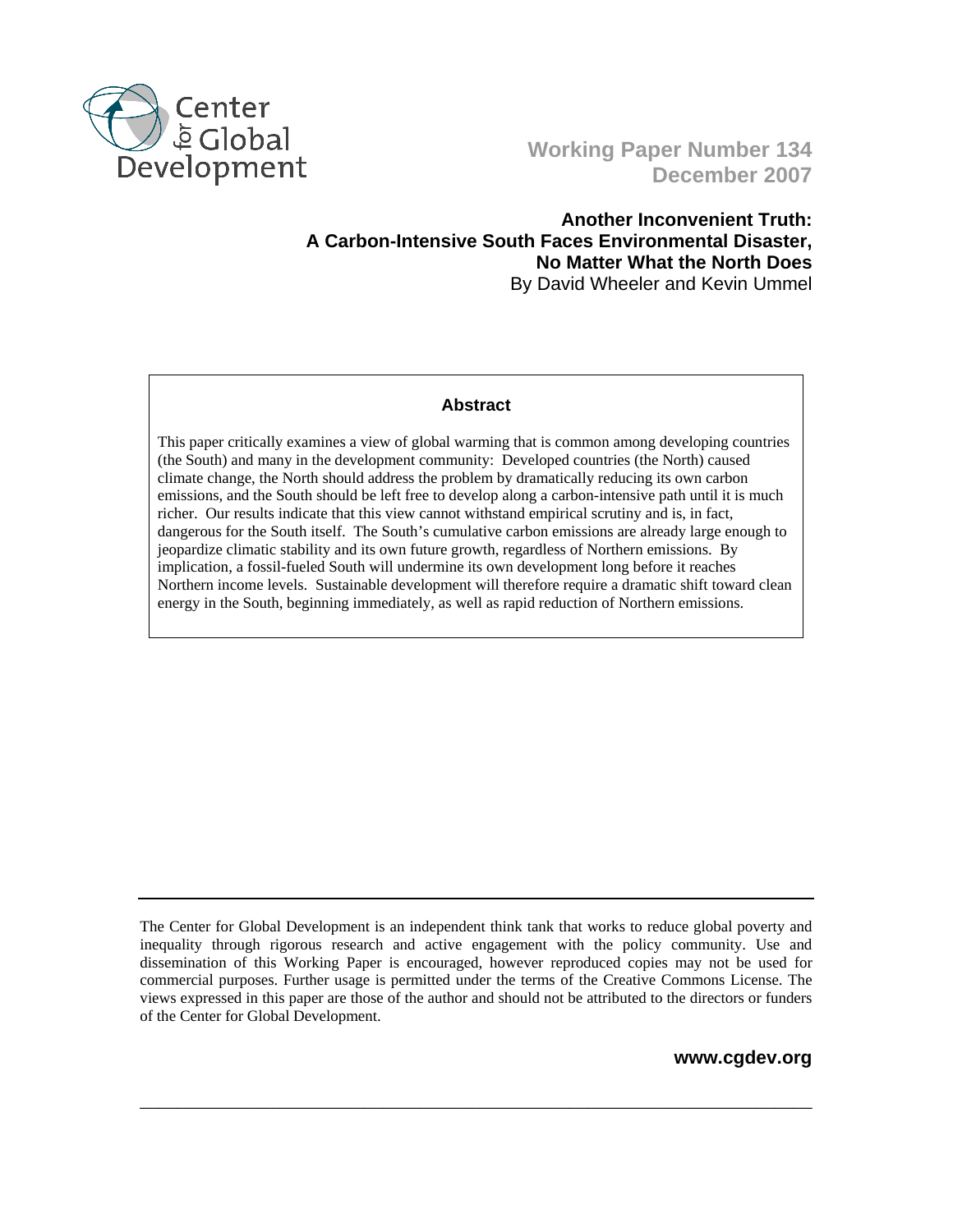Center for Global Development

**Working Paper Number 134**
**December 2007**

# Another Inconvenient Truth: A Carbon-Intensive South Faces Environmental Disaster, No Matter What the North Does

By David Wheeler and Kevin Ummel

## Abstract

This paper critically examines a view of global warming that is common among developing countries (the South) and many in the development community: Developed countries (the North) caused climate change, the North should address the problem by dramatically reducing its own carbon emissions, and the South should be left free to develop along a carbon-intensive path until it is much richer. Our results indicate that this view cannot withstand empirical scrutiny and is, in fact, dangerous for the South itself. The South's cumulative carbon emissions are already large enough to jeopardize climatic stability and its own future growth, regardless of Northern emissions. By implication, a fossil-fueled South will undermine its own development long before it reaches Northern income levels. Sustainable development will therefore require a dramatic shift toward clean energy in the South, beginning immediately, as well as rapid reduction of Northern emissions.

---

The Center for Global Development is an independent think tank that works to reduce global poverty and inequality through rigorous research and active engagement with the policy community. Use and dissemination of this Working Paper is encouraged, however reproduced copies may not be used for commercial purposes. Further usage is permitted under the terms of the Creative Commons License. The views expressed in this paper are those of the author and should not be attributed to the directors or funders of the Center for Global Development.

**www.cgdev.org**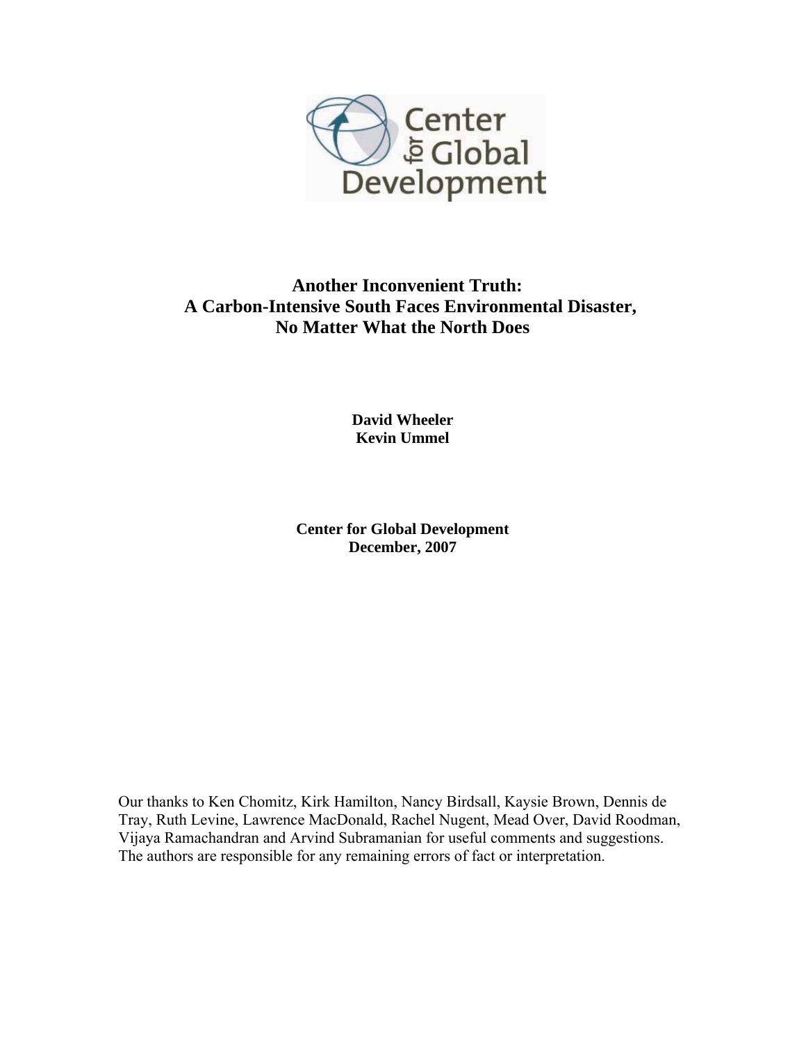# Another Inconvenient Truth:
# A Carbon-Intensive South Faces Environmental Disaster, No Matter What the North Does

**David Wheeler**
**Kevin Ummel**

**Center for Global Development**
**December, 2007**

Our thanks to Ken Chomitz, Kirk Hamilton, Nancy Birdsall, Kaysie Brown, Dennis de Tray, Ruth Levine, Lawrence MacDonald, Rachel Nugent, Mead Over, David Roodman, Vijaya Ramachandran and Arvind Subramanian for useful comments and suggestions. The authors are responsible for any remaining errors of fact or interpretation.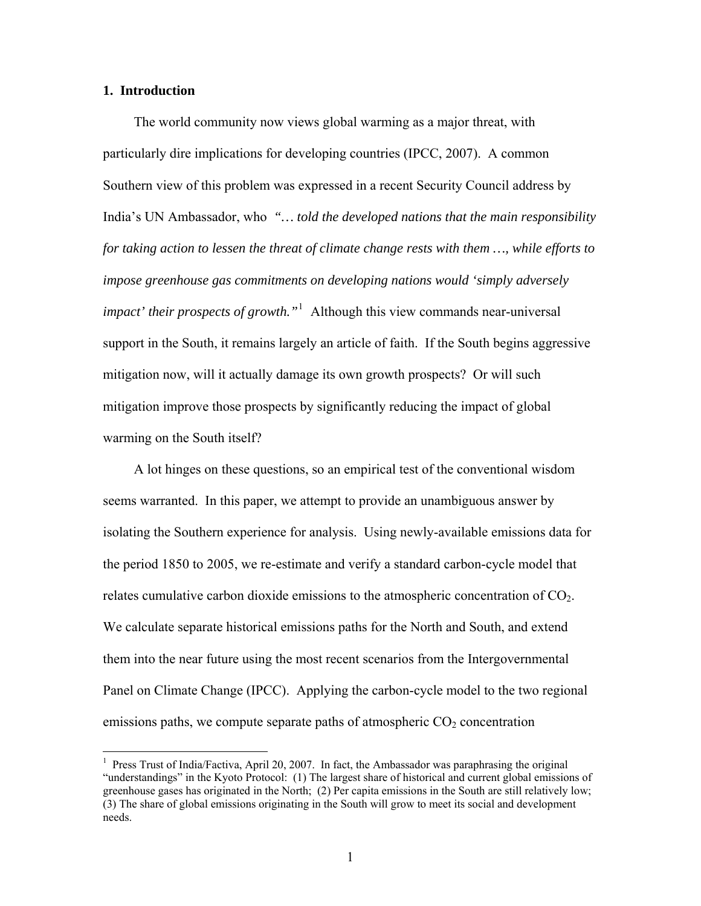## 1. Introduction

The world community now views global warming as a major threat, with particularly dire implications for developing countries (IPCC, 2007). A common Southern view of this problem was expressed in a recent Security Council address by India's UN Ambassador, who *"… told the developed nations that the main responsibility for taking action to lessen the threat of climate change rests with them …, while efforts to impose greenhouse gas commitments on developing nations would 'simply adversely impact' their prospects of growth."*[1] Although this view commands near-universal support in the South, it remains largely an article of faith. If the South begins aggressive mitigation now, will it actually damage its own growth prospects? Or will such mitigation improve those prospects by significantly reducing the impact of global warming on the South itself?

A lot hinges on these questions, so an empirical test of the conventional wisdom seems warranted. In this paper, we attempt to provide an unambiguous answer by isolating the Southern experience for analysis. Using newly-available emissions data for the period 1850 to 2005, we re-estimate and verify a standard carbon-cycle model that relates cumulative carbon dioxide emissions to the atmospheric concentration of $CO_2$. We calculate separate historical emissions paths for the North and South, and extend them into the near future using the most recent scenarios from the Intergovernmental Panel on Climate Change (IPCC). Applying the carbon-cycle model to the two regional emissions paths, we compute separate paths of atmospheric $CO_2$ concentration

[1] Press Trust of India/Factiva, April 20, 2007. In fact, the Ambassador was paraphrasing the original "understandings" in the Kyoto Protocol: (1) The largest share of historical and current global emissions of greenhouse gases has originated in the North; (2) Per capita emissions in the South are still relatively low; (3) The share of global emissions originating in the South will grow to meet its social and development needs.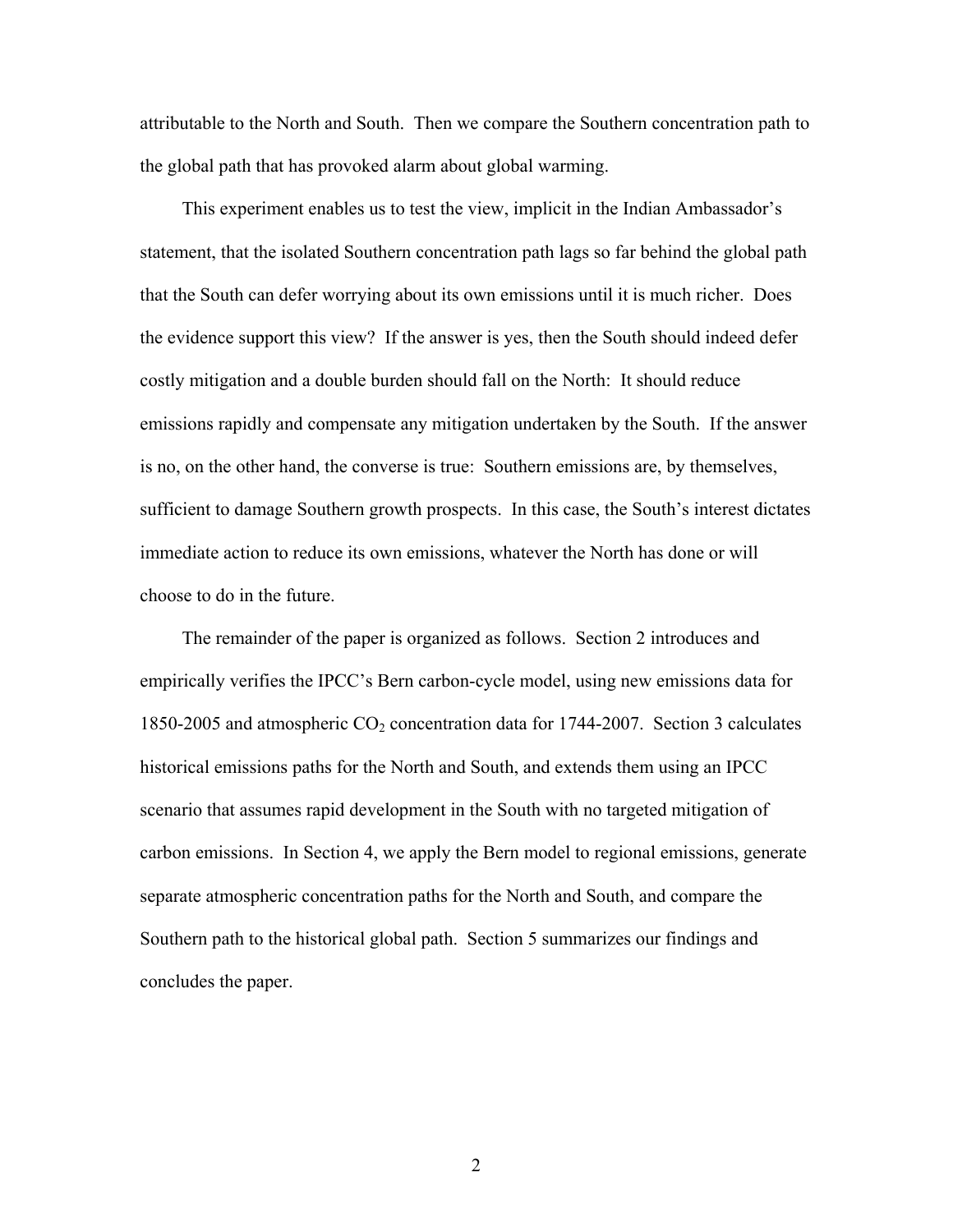attributable to the North and South. Then we compare the Southern concentration path to the global path that has provoked alarm about global warming.

This experiment enables us to test the view, implicit in the Indian Ambassador's statement, that the isolated Southern concentration path lags so far behind the global path that the South can defer worrying about its own emissions until it is much richer. Does the evidence support this view? If the answer is yes, then the South should indeed defer costly mitigation and a double burden should fall on the North: It should reduce emissions rapidly and compensate any mitigation undertaken by the South. If the answer is no, on the other hand, the converse is true: Southern emissions are, by themselves, sufficient to damage Southern growth prospects. In this case, the South's interest dictates immediate action to reduce its own emissions, whatever the North has done or will choose to do in the future.

The remainder of the paper is organized as follows. Section 2 introduces and empirically verifies the IPCC's Bern carbon-cycle model, using new emissions data for 1850-2005 and atmospheric $CO_2$ concentration data for 1744-2007. Section 3 calculates historical emissions paths for the North and South, and extends them using an IPCC scenario that assumes rapid development in the South with no targeted mitigation of carbon emissions. In Section 4, we apply the Bern model to regional emissions, generate separate atmospheric concentration paths for the North and South, and compare the Southern path to the historical global path. Section 5 summarizes our findings and concludes the paper.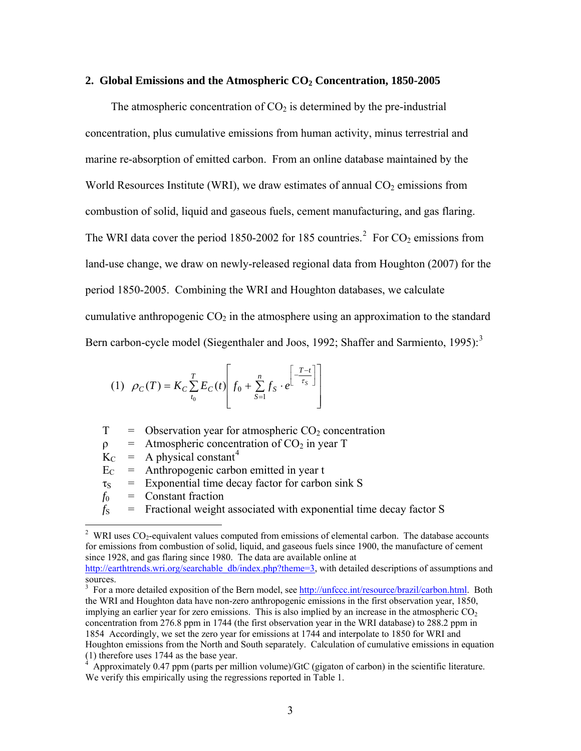## 2. Global Emissions and the Atmospheric $CO_2$ Concentration, 1850-2005

The atmospheric concentration of $CO_2$ is determined by the pre-industrial concentration, plus cumulative emissions from human activity, minus terrestrial and marine re-absorption of emitted carbon. From an online database maintained by the World Resources Institute (WRI), we draw estimates of annual $CO_2$ emissions from combustion of solid, liquid and gaseous fuels, cement manufacturing, and gas flaring. The WRI data cover the period 1850-2002 for 185 countries.[2] For $CO_2$ emissions from land-use change, we draw on newly-released regional data from Houghton (2007) for the period 1850-2005. Combining the WRI and Houghton databases, we calculate cumulative anthropogenic $CO_2$ in the atmosphere using an approximation to the standard Bern carbon-cycle model (Siegenthaler and Joos, 1992; Shaffer and Sarmiento, 1995):[3]

$$(1) \quad \rho_C(T) = K_C \sum_{t_0}^{T} E_C(t) \left[ f_0 + \sum_{S=1}^{n} f_S \cdot e^{\left[-\frac{T-t}{\tau_S}\right]} \right]$$

- T = Observation year for atmospheric $CO_2$ concentration
- $\rho$ = Atmospheric concentration of $CO_2$ in year T
- $K_C$ = A physical constant[4]
- $E_C$ = Anthropogenic carbon emitted in year t
- $\tau_S$ = Exponential time decay factor for carbon sink S
- $f_0$ = Constant fraction
- $f_S$ = Fractional weight associated with exponential time decay factor S

---

[2] WRI uses $CO_2$-equivalent values computed from emissions of elemental carbon. The database accounts for emissions from combustion of solid, liquid, and gaseous fuels since 1900, the manufacture of cement since 1928, and gas flaring since 1980. The data are available online at http://earthtrends.wri.org/searchable_db/index.php?theme=3, with detailed descriptions of assumptions and sources.

[3] For a more detailed exposition of the Bern model, see http://unfccc.int/resource/brazil/carbon.html. Both the WRI and Houghton data have non-zero anthropogenic emissions in the first observation year, 1850, implying an earlier year for zero emissions. This is also implied by an increase in the atmospheric $CO_2$ concentration from 276.8 ppm in 1744 (the first observation year in the WRI database) to 288.2 ppm in 1854 Accordingly, we set the zero year for emissions at 1744 and interpolate to 1850 for WRI and Houghton emissions from the North and South separately. Calculation of cumulative emissions in equation (1) therefore uses 1744 as the base year.

[4] Approximately 0.47 ppm (parts per million volume)/GtC (gigaton of carbon) in the scientific literature. We verify this empirically using the regressions reported in Table 1.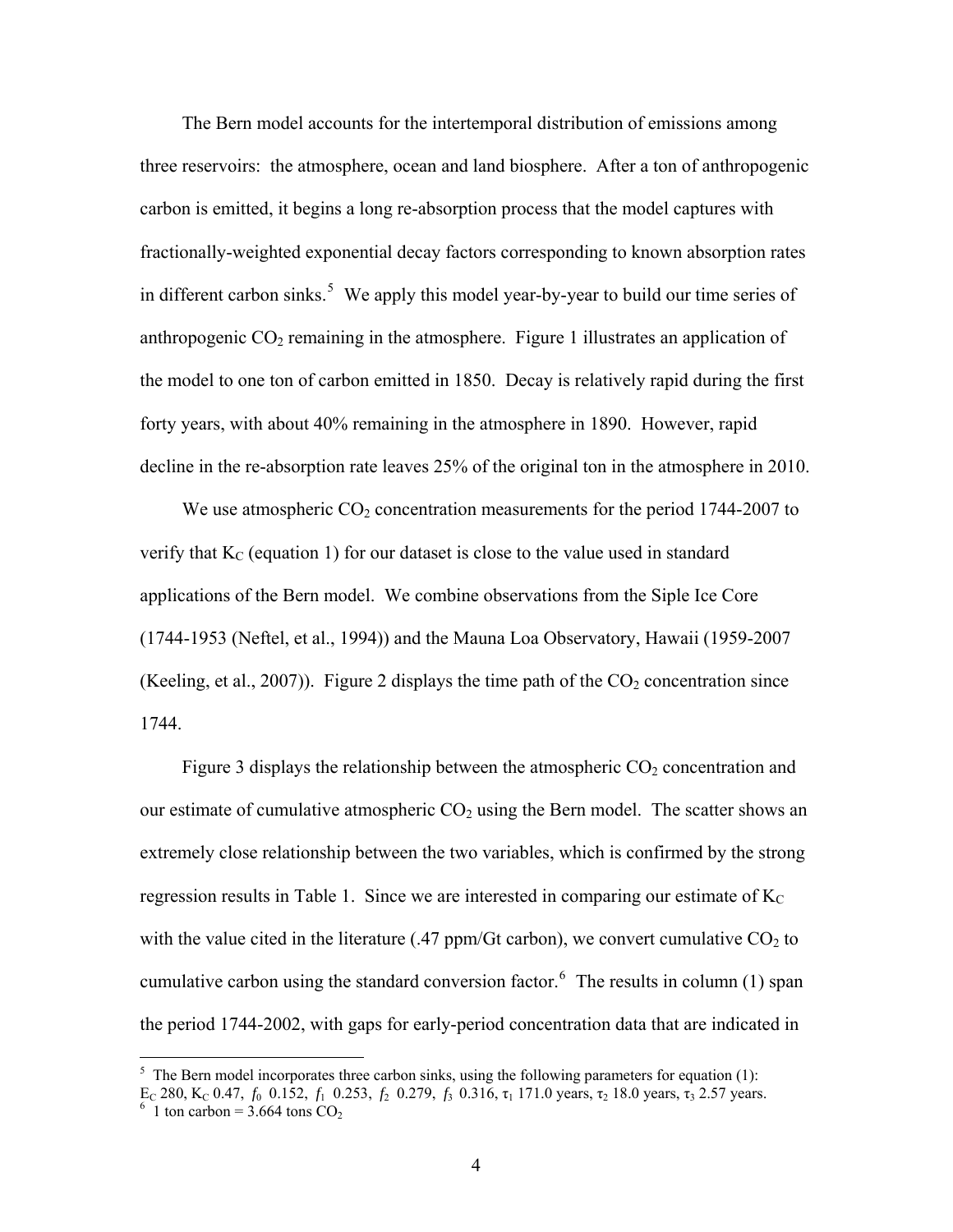The Bern model accounts for the intertemporal distribution of emissions among three reservoirs: the atmosphere, ocean and land biosphere. After a ton of anthropogenic carbon is emitted, it begins a long re-absorption process that the model captures with fractionally-weighted exponential decay factors corresponding to known absorption rates in different carbon sinks.[5] We apply this model year-by-year to build our time series of anthropogenic $CO_2$ remaining in the atmosphere. Figure 1 illustrates an application of the model to one ton of carbon emitted in 1850. Decay is relatively rapid during the first forty years, with about 40% remaining in the atmosphere in 1890. However, rapid decline in the re-absorption rate leaves 25% of the original ton in the atmosphere in 2010.

We use atmospheric $CO_2$ concentration measurements for the period 1744-2007 to verify that $K_C$ (equation 1) for our dataset is close to the value used in standard applications of the Bern model. We combine observations from the Siple Ice Core (1744-1953 (Neftel, et al., 1994)) and the Mauna Loa Observatory, Hawaii (1959-2007 (Keeling, et al., 2007)). Figure 2 displays the time path of the $CO_2$ concentration since 1744.

Figure 3 displays the relationship between the atmospheric $CO_2$ concentration and our estimate of cumulative atmospheric $CO_2$ using the Bern model. The scatter shows an extremely close relationship between the two variables, which is confirmed by the strong regression results in Table 1. Since we are interested in comparing our estimate of $K_C$ with the value cited in the literature (.47 ppm/Gt carbon), we convert cumulative $CO_2$ to cumulative carbon using the standard conversion factor.[6] The results in column (1) span the period 1744-2002, with gaps for early-period concentration data that are indicated in

---

[5] The Bern model incorporates three carbon sinks, using the following parameters for equation (1): $E_C$ 280, $K_C$ 0.47, $f_0$ 0.152, $f_1$ 0.253, $f_2$ 0.279, $f_3$ 0.316, $\tau_1$ 171.0 years, $\tau_2$ 18.0 years, $\tau_3$ 2.57 years.

[6] 1 ton carbon = 3.664 tons $CO_2$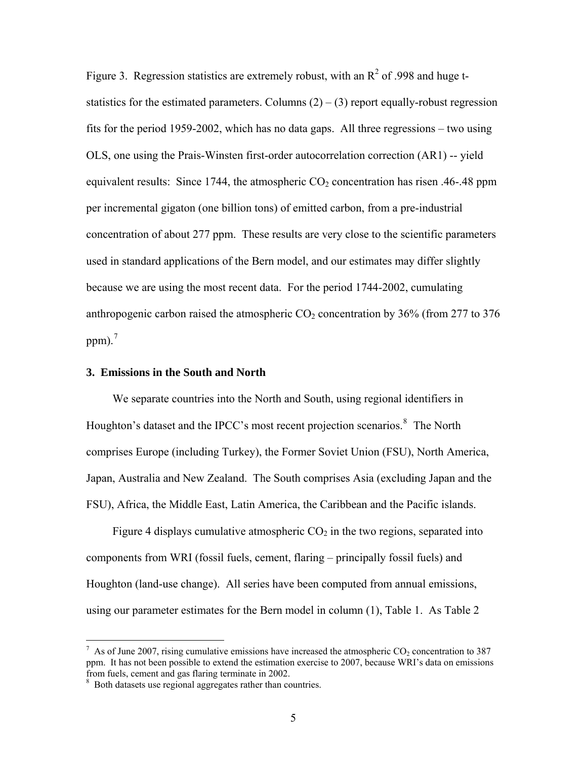Figure 3. Regression statistics are extremely robust, with an $R^2$ of .998 and huge t-statistics for the estimated parameters. Columns (2) – (3) report equally-robust regression fits for the period 1959-2002, which has no data gaps. All three regressions – two using OLS, one using the Prais-Winsten first-order autocorrelation correction (AR1) -- yield equivalent results: Since 1744, the atmospheric $CO_2$ concentration has risen .46-.48 ppm per incremental gigaton (one billion tons) of emitted carbon, from a pre-industrial concentration of about 277 ppm. These results are very close to the scientific parameters used in standard applications of the Bern model, and our estimates may differ slightly because we are using the most recent data. For the period 1744-2002, cumulating anthropogenic carbon raised the atmospheric $CO_2$ concentration by 36% (from 277 to 376 ppm).[7]

### 3. Emissions in the South and North

We separate countries into the North and South, using regional identifiers in Houghton's dataset and the IPCC's most recent projection scenarios.[8] The North comprises Europe (including Turkey), the Former Soviet Union (FSU), North America, Japan, Australia and New Zealand. The South comprises Asia (excluding Japan and the FSU), Africa, the Middle East, Latin America, the Caribbean and the Pacific islands.

Figure 4 displays cumulative atmospheric $CO_2$ in the two regions, separated into components from WRI (fossil fuels, cement, flaring – principally fossil fuels) and Houghton (land-use change). All series have been computed from annual emissions, using our parameter estimates for the Bern model in column (1), Table 1. As Table 2

---

[7] As of June 2007, rising cumulative emissions have increased the atmospheric $CO_2$ concentration to 387 ppm. It has not been possible to extend the estimation exercise to 2007, because WRI's data on emissions from fuels, cement and gas flaring terminate in 2002.

[8] Both datasets use regional aggregates rather than countries.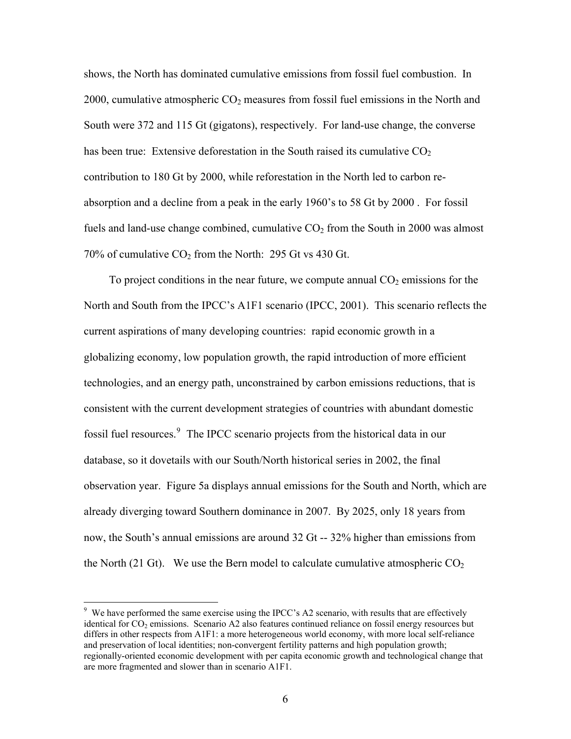shows, the North has dominated cumulative emissions from fossil fuel combustion. In 2000, cumulative atmospheric $CO_2$ measures from fossil fuel emissions in the North and South were 372 and 115 Gt (gigatons), respectively. For land-use change, the converse has been true: Extensive deforestation in the South raised its cumulative $CO_2$ contribution to 180 Gt by 2000, while reforestation in the North led to carbon re-absorption and a decline from a peak in the early 1960's to 58 Gt by 2000 . For fossil fuels and land-use change combined, cumulative $CO_2$ from the South in 2000 was almost 70% of cumulative $CO_2$ from the North: 295 Gt vs 430 Gt.

To project conditions in the near future, we compute annual $CO_2$ emissions for the North and South from the IPCC's A1F1 scenario (IPCC, 2001). This scenario reflects the current aspirations of many developing countries: rapid economic growth in a globalizing economy, low population growth, the rapid introduction of more efficient technologies, and an energy path, unconstrained by carbon emissions reductions, that is consistent with the current development strategies of countries with abundant domestic fossil fuel resources.[9] The IPCC scenario projects from the historical data in our database, so it dovetails with our South/North historical series in 2002, the final observation year. Figure 5a displays annual emissions for the South and North, which are already diverging toward Southern dominance in 2007. By 2025, only 18 years from now, the South's annual emissions are around 32 Gt -- 32% higher than emissions from the North (21 Gt). We use the Bern model to calculate cumulative atmospheric $CO_2$

[9] We have performed the same exercise using the IPCC's A2 scenario, with results that are effectively identical for $CO_2$ emissions. Scenario A2 also features continued reliance on fossil energy resources but differs in other respects from A1F1: a more heterogeneous world economy, with more local self-reliance and preservation of local identities; non-convergent fertility patterns and high population growth; regionally-oriented economic development with per capita economic growth and technological change that are more fragmented and slower than in scenario A1F1.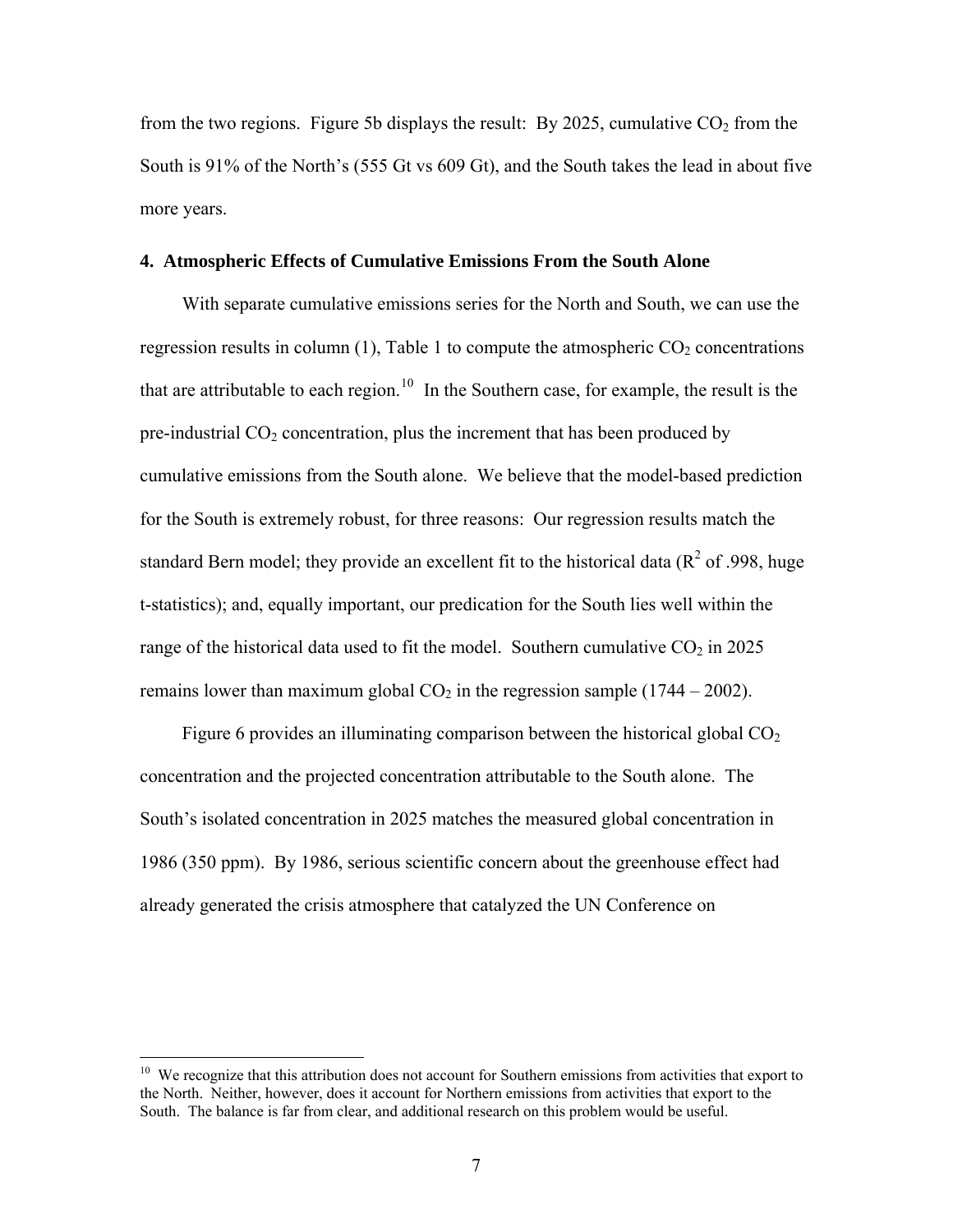from the two regions. Figure 5b displays the result: By 2025, cumulative $CO_2$ from the South is 91% of the North's (555 Gt vs 609 Gt), and the South takes the lead in about five more years.

## 4. Atmospheric Effects of Cumulative Emissions From the South Alone

With separate cumulative emissions series for the North and South, we can use the regression results in column (1), Table 1 to compute the atmospheric $CO_2$ concentrations that are attributable to each region.[10] In the Southern case, for example, the result is the pre-industrial $CO_2$ concentration, plus the increment that has been produced by cumulative emissions from the South alone. We believe that the model-based prediction for the South is extremely robust, for three reasons: Our regression results match the standard Bern model; they provide an excellent fit to the historical data ($R^2$ of .998, huge t-statistics); and, equally important, our predication for the South lies well within the range of the historical data used to fit the model. Southern cumulative $CO_2$ in 2025 remains lower than maximum global $CO_2$ in the regression sample (1744 – 2002).

Figure 6 provides an illuminating comparison between the historical global $CO_2$ concentration and the projected concentration attributable to the South alone. The South's isolated concentration in 2025 matches the measured global concentration in 1986 (350 ppm). By 1986, serious scientific concern about the greenhouse effect had already generated the crisis atmosphere that catalyzed the UN Conference on

[10] We recognize that this attribution does not account for Southern emissions from activities that export to the North. Neither, however, does it account for Northern emissions from activities that export to the South. The balance is far from clear, and additional research on this problem would be useful.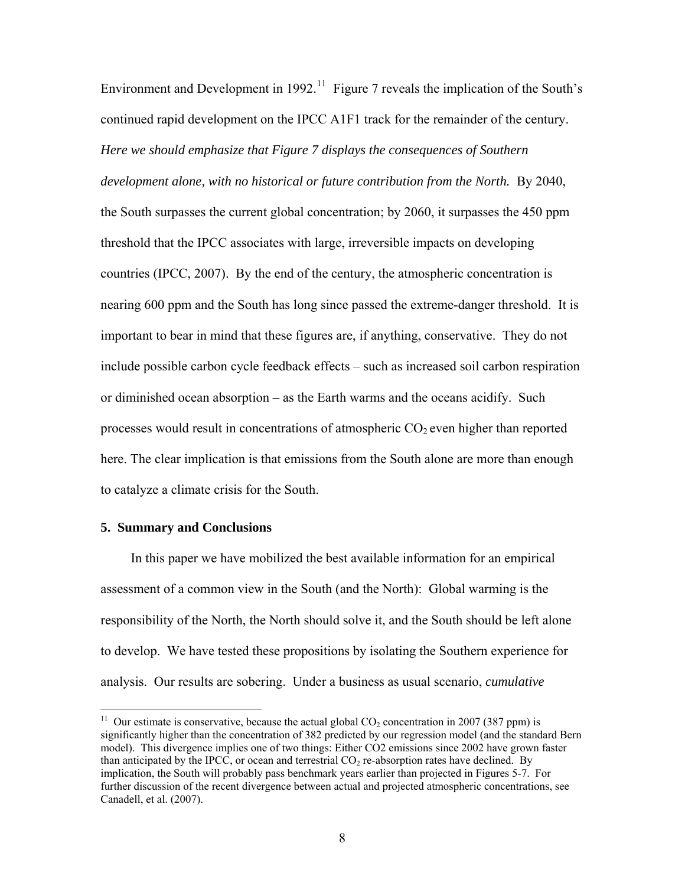Environment and Development in 1992.[11] Figure 7 reveals the implication of the South's continued rapid development on the IPCC A1F1 track for the remainder of the century. *Here we should emphasize that Figure 7 displays the consequences of Southern development alone, with no historical or future contribution from the North.* By 2040, the South surpasses the current global concentration; by 2060, it surpasses the 450 ppm threshold that the IPCC associates with large, irreversible impacts on developing countries (IPCC, 2007). By the end of the century, the atmospheric concentration is nearing 600 ppm and the South has long since passed the extreme-danger threshold. It is important to bear in mind that these figures are, if anything, conservative. They do not include possible carbon cycle feedback effects – such as increased soil carbon respiration or diminished ocean absorption – as the Earth warms and the oceans acidify. Such processes would result in concentrations of atmospheric $CO_2$ even higher than reported here. The clear implication is that emissions from the South alone are more than enough to catalyze a climate crisis for the South.

## 5. Summary and Conclusions

In this paper we have mobilized the best available information for an empirical assessment of a common view in the South (and the North): Global warming is the responsibility of the North, the North should solve it, and the South should be left alone to develop. We have tested these propositions by isolating the Southern experience for analysis. Our results are sobering. Under a business as usual scenario, *cumulative*

---

[11] Our estimate is conservative, because the actual global $CO_2$ concentration in 2007 (387 ppm) is significantly higher than the concentration of 382 predicted by our regression model (and the standard Bern model). This divergence implies one of two things: Either CO2 emissions since 2002 have grown faster than anticipated by the IPCC, or ocean and terrestrial $CO_2$ re-absorption rates have declined. By implication, the South will probably pass benchmark years earlier than projected in Figures 5-7. For further discussion of the recent divergence between actual and projected atmospheric concentrations, see Canadell, et al. (2007).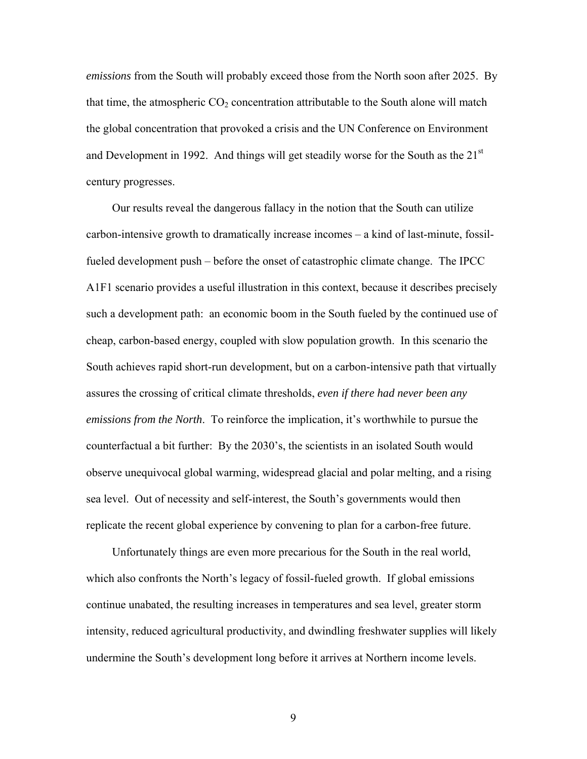*emissions* from the South will probably exceed those from the North soon after 2025. By that time, the atmospheric $CO_2$ concentration attributable to the South alone will match the global concentration that provoked a crisis and the UN Conference on Environment and Development in 1992. And things will get steadily worse for the South as the 21st century progresses.

Our results reveal the dangerous fallacy in the notion that the South can utilize carbon-intensive growth to dramatically increase incomes – a kind of last-minute, fossil-fueled development push – before the onset of catastrophic climate change. The IPCC A1F1 scenario provides a useful illustration in this context, because it describes precisely such a development path: an economic boom in the South fueled by the continued use of cheap, carbon-based energy, coupled with slow population growth. In this scenario the South achieves rapid short-run development, but on a carbon-intensive path that virtually assures the crossing of critical climate thresholds, *even if there had never been any emissions from the North*. To reinforce the implication, it's worthwhile to pursue the counterfactual a bit further: By the 2030's, the scientists in an isolated South would observe unequivocal global warming, widespread glacial and polar melting, and a rising sea level. Out of necessity and self-interest, the South's governments would then replicate the recent global experience by convening to plan for a carbon-free future.

Unfortunately things are even more precarious for the South in the real world, which also confronts the North's legacy of fossil-fueled growth. If global emissions continue unabated, the resulting increases in temperatures and sea level, greater storm intensity, reduced agricultural productivity, and dwindling freshwater supplies will likely undermine the South's development long before it arrives at Northern income levels.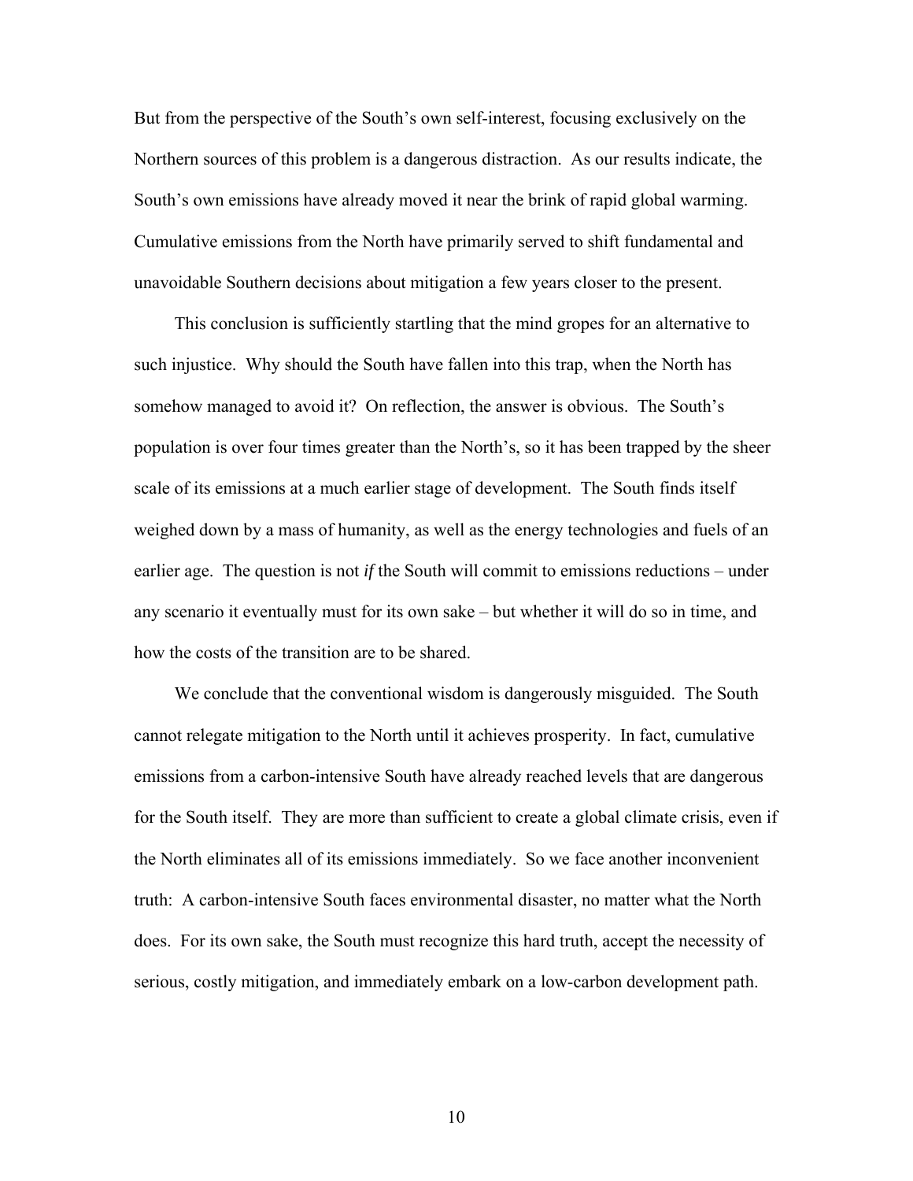But from the perspective of the South's own self-interest, focusing exclusively on the Northern sources of this problem is a dangerous distraction. As our results indicate, the South's own emissions have already moved it near the brink of rapid global warming. Cumulative emissions from the North have primarily served to shift fundamental and unavoidable Southern decisions about mitigation a few years closer to the present.

This conclusion is sufficiently startling that the mind gropes for an alternative to such injustice. Why should the South have fallen into this trap, when the North has somehow managed to avoid it? On reflection, the answer is obvious. The South's population is over four times greater than the North's, so it has been trapped by the sheer scale of its emissions at a much earlier stage of development. The South finds itself weighed down by a mass of humanity, as well as the energy technologies and fuels of an earlier age. The question is not *if* the South will commit to emissions reductions – under any scenario it eventually must for its own sake – but whether it will do so in time, and how the costs of the transition are to be shared.

We conclude that the conventional wisdom is dangerously misguided. The South cannot relegate mitigation to the North until it achieves prosperity. In fact, cumulative emissions from a carbon-intensive South have already reached levels that are dangerous for the South itself. They are more than sufficient to create a global climate crisis, even if the North eliminates all of its emissions immediately. So we face another inconvenient truth: A carbon-intensive South faces environmental disaster, no matter what the North does. For its own sake, the South must recognize this hard truth, accept the necessity of serious, costly mitigation, and immediately embark on a low-carbon development path.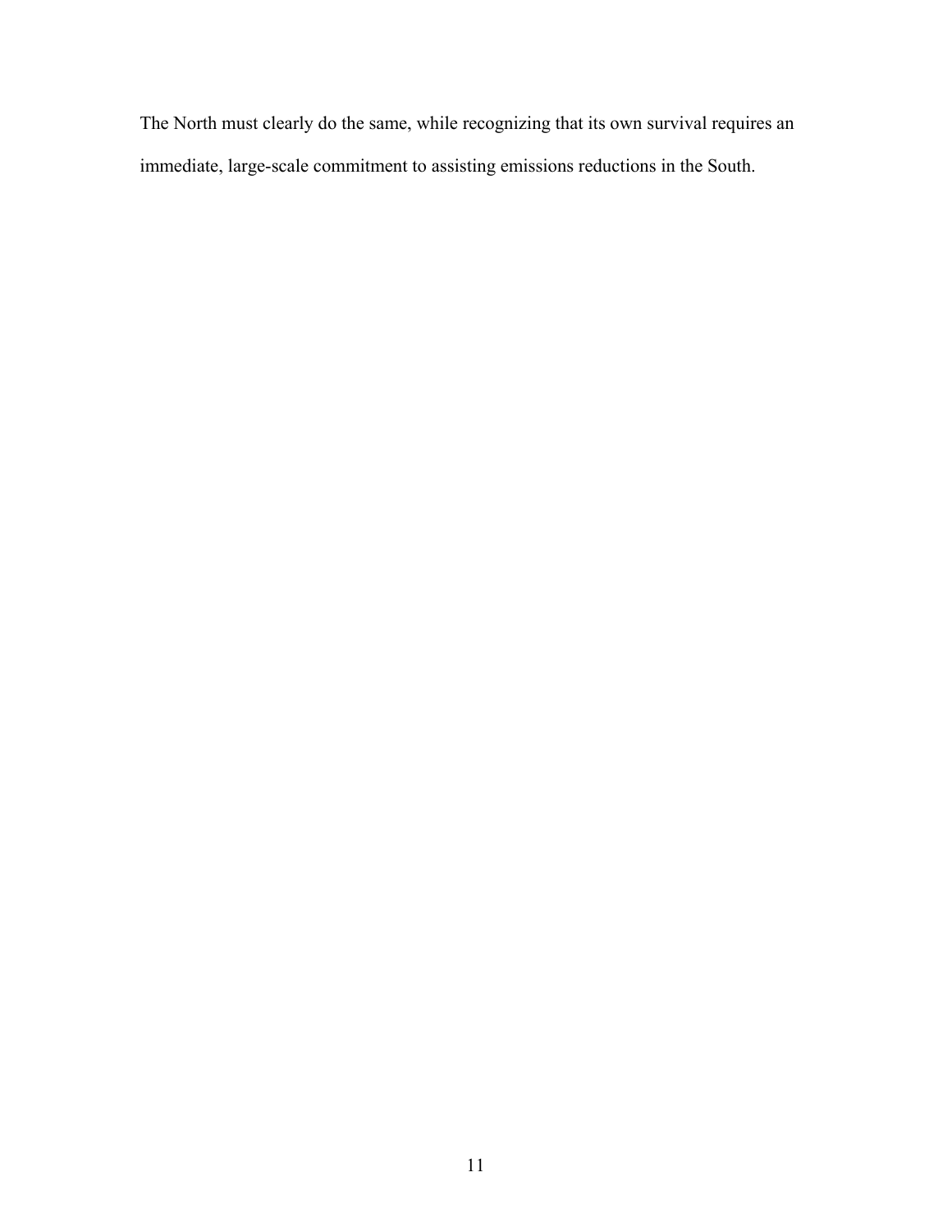The North must clearly do the same, while recognizing that its own survival requires an immediate, large-scale commitment to assisting emissions reductions in the South.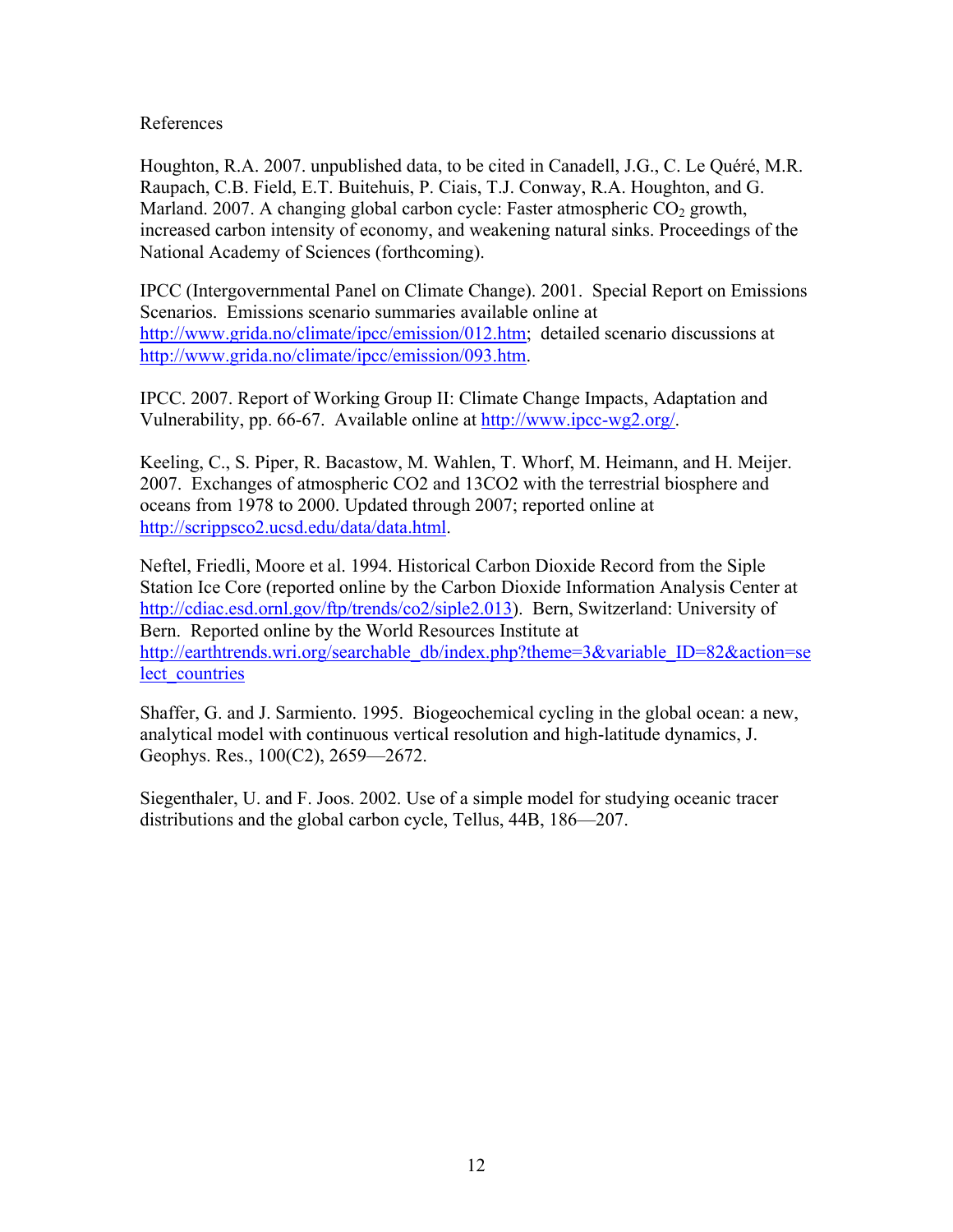References

Houghton, R.A. 2007. unpublished data, to be cited in Canadell, J.G., C. Le Quéré, M.R. Raupach, C.B. Field, E.T. Buitehuis, P. Ciais, T.J. Conway, R.A. Houghton, and G. Marland. 2007. A changing global carbon cycle: Faster atmospheric $CO_2$ growth, increased carbon intensity of economy, and weakening natural sinks. Proceedings of the National Academy of Sciences (forthcoming).

IPCC (Intergovernmental Panel on Climate Change). 2001. Special Report on Emissions Scenarios. Emissions scenario summaries available online at http://www.grida.no/climate/ipcc/emission/012.htm; detailed scenario discussions at http://www.grida.no/climate/ipcc/emission/093.htm.

IPCC. 2007. Report of Working Group II: Climate Change Impacts, Adaptation and Vulnerability, pp. 66-67. Available online at http://www.ipcc-wg2.org/.

Keeling, C., S. Piper, R. Bacastow, M. Wahlen, T. Whorf, M. Heimann, and H. Meijer. 2007. Exchanges of atmospheric CO2 and 13CO2 with the terrestrial biosphere and oceans from 1978 to 2000. Updated through 2007; reported online at http://scrippsco2.ucsd.edu/data/data.html.

Neftel, Friedli, Moore et al. 1994. Historical Carbon Dioxide Record from the Siple Station Ice Core (reported online by the Carbon Dioxide Information Analysis Center at http://cdiac.esd.ornl.gov/ftp/trends/co2/siple2.013). Bern, Switzerland: University of Bern. Reported online by the World Resources Institute at http://earthtrends.wri.org/searchable_db/index.php?theme=3&variable_ID=82&action=select_countries

Shaffer, G. and J. Sarmiento. 1995. Biogeochemical cycling in the global ocean: a new, analytical model with continuous vertical resolution and high-latitude dynamics, J. Geophys. Res., 100(C2), 2659—2672.

Siegenthaler, U. and F. Joos. 2002. Use of a simple model for studying oceanic tracer distributions and the global carbon cycle, Tellus, 44B, 186—207.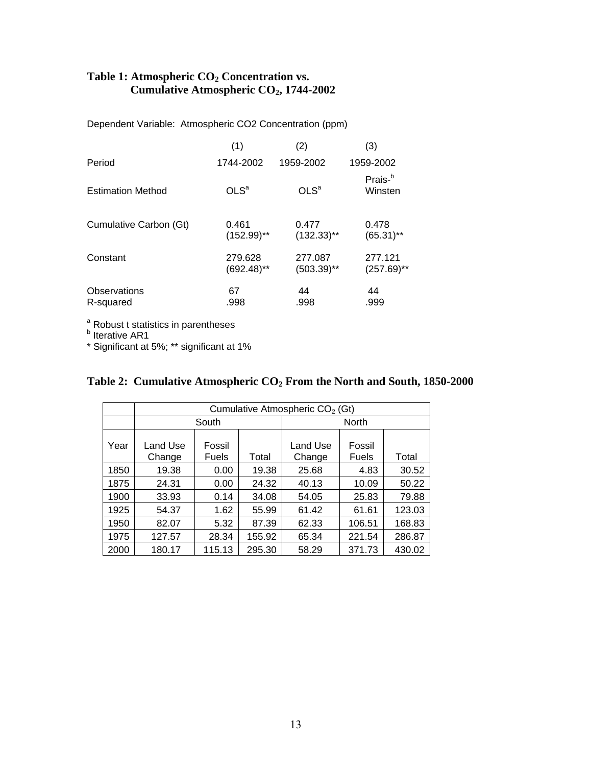**Table 1: Atmospheric $CO_2$ Concentration vs. Cumulative Atmospheric $CO_2$, 1744-2002**

Dependent Variable: Atmospheric CO2 Concentration (ppm)

| | (1) | (2) | (3) |
|---|---|---|---|
| Period | 1744-2002 | 1959-2002 | 1959-2002 |
| Estimation Method | OLS[a] | OLS[a] | Prais-Winsten[b] |
| Cumulative Carbon (Gt) | 0.461<br>(152.99)** | 0.477<br>(132.33)** | 0.478<br>(65.31)** |
| Constant | 279.628<br>(692.48)** | 277.087<br>(503.39)** | 277.121<br>(257.69)** |
| Observations | 67 | 44 | 44 |
| R-squared | .998 | .998 | .999 |

[a] Robust t statistics in parentheses
[b] Iterative AR1
* Significant at 5%; ** significant at 1%

**Table 2: Cumulative Atmospheric $CO_2$ From the North and South, 1850-2000**

| | Cumulative Atmospheric $CO_2$ (Gt) | | | | | |
|---|---|---|---|---|---|---|
| | South | | | North | | |
| Year | Land Use Change | Fossil Fuels | Total | Land Use Change | Fossil Fuels | Total |
| 1850 | 19.38 | 0.00 | 19.38 | 25.68 | 4.83 | 30.52 |
| 1875 | 24.31 | 0.00 | 24.32 | 40.13 | 10.09 | 50.22 |
| 1900 | 33.93 | 0.14 | 34.08 | 54.05 | 25.83 | 79.88 |
| 1925 | 54.37 | 1.62 | 55.99 | 61.42 | 61.61 | 123.03 |
| 1950 | 82.07 | 5.32 | 87.39 | 62.33 | 106.51 | 168.83 |
| 1975 | 127.57 | 28.34 | 155.92 | 65.34 | 221.54 | 286.87 |
| 2000 | 180.17 | 115.13 | 295.30 | 58.29 | 371.73 | 430.02 |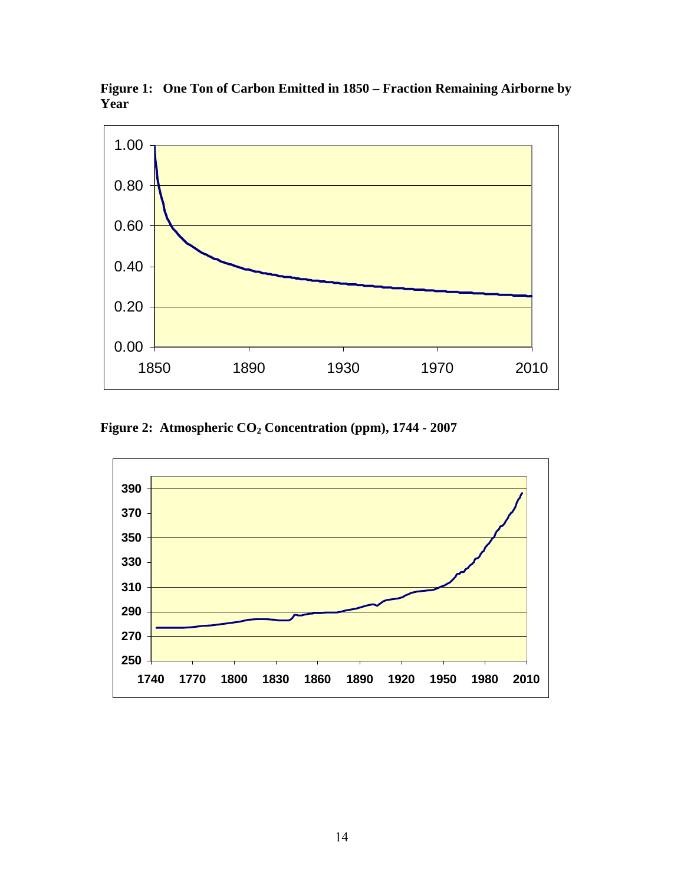**Figure 1: One Ton of Carbon Emitted in 1850 – Fraction Remaining Airborne by Year**

**Figure 2: Atmospheric $CO_2$ Concentration (ppm), 1744 - 2007**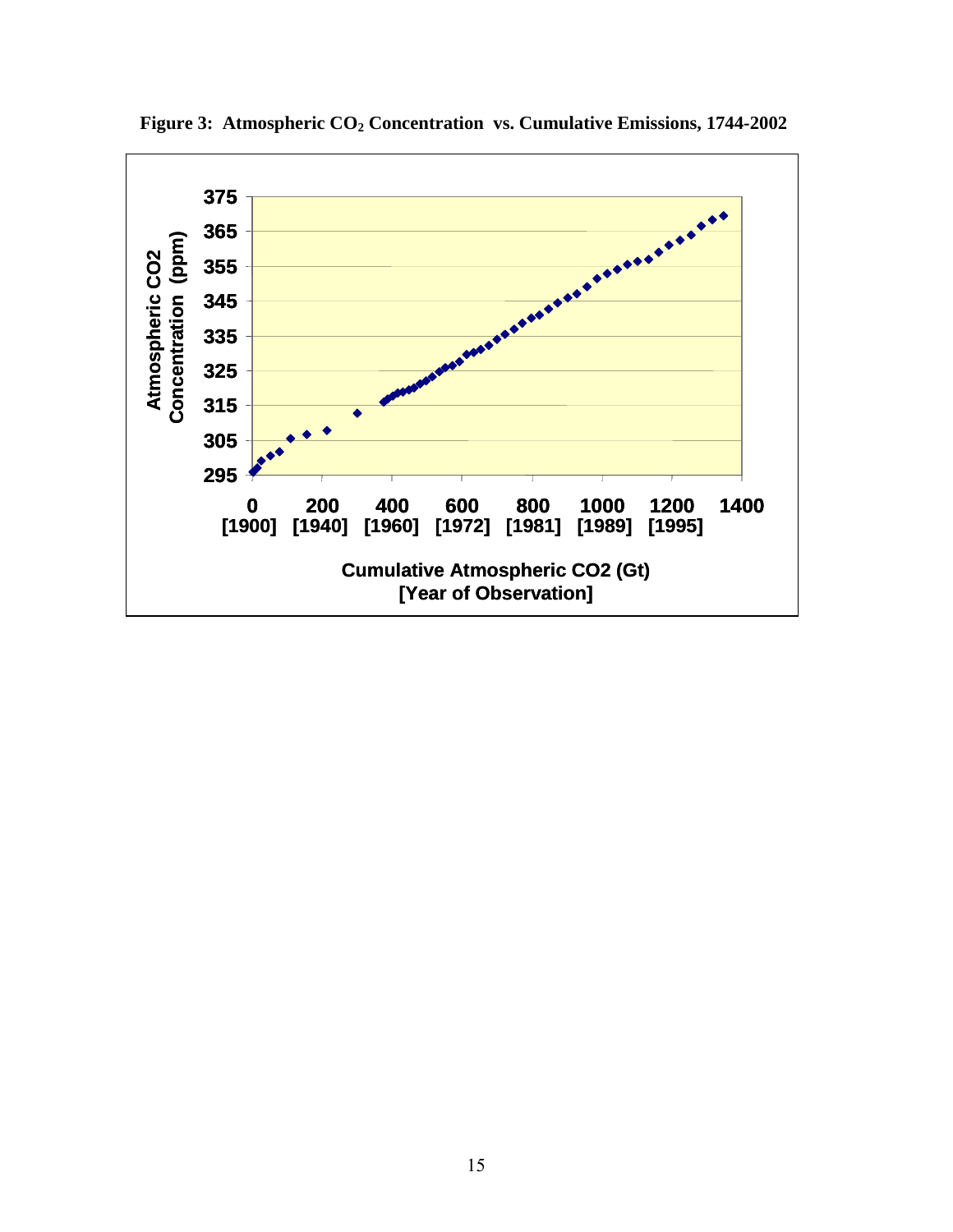**Figure 3: Atmospheric $CO_2$ Concentration vs. Cumulative Emissions, 1744-2002**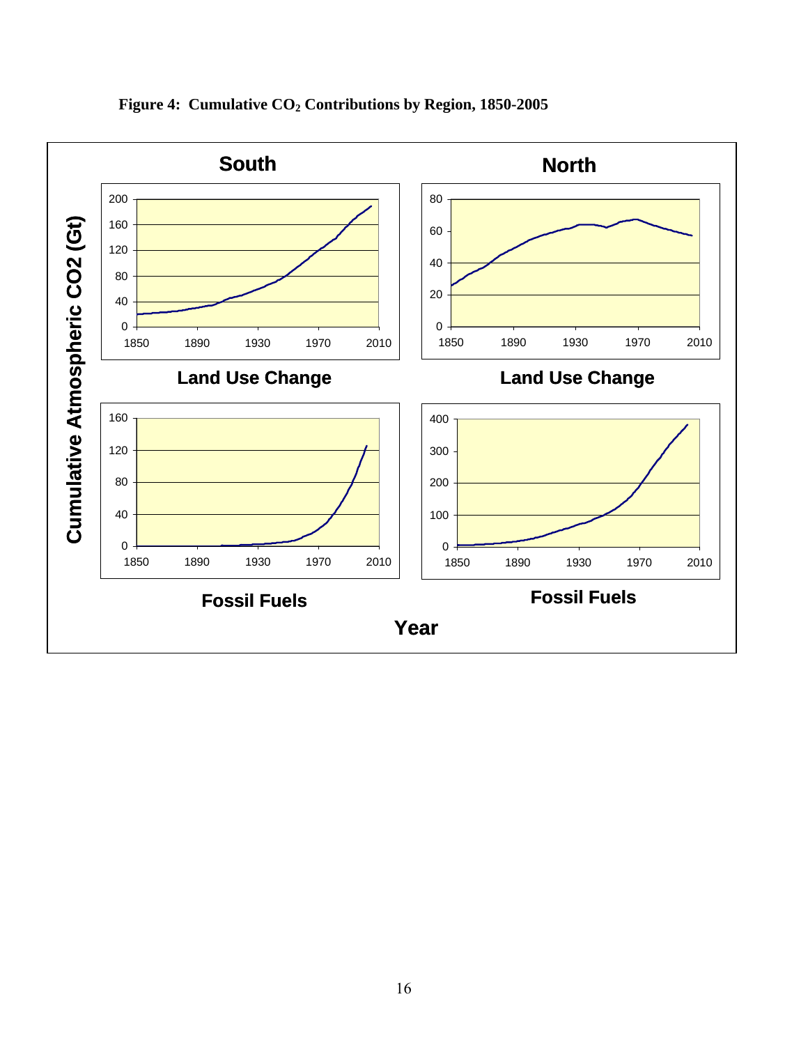**Figure 4: Cumulative $CO_2$ Contributions by Region, 1850-2005**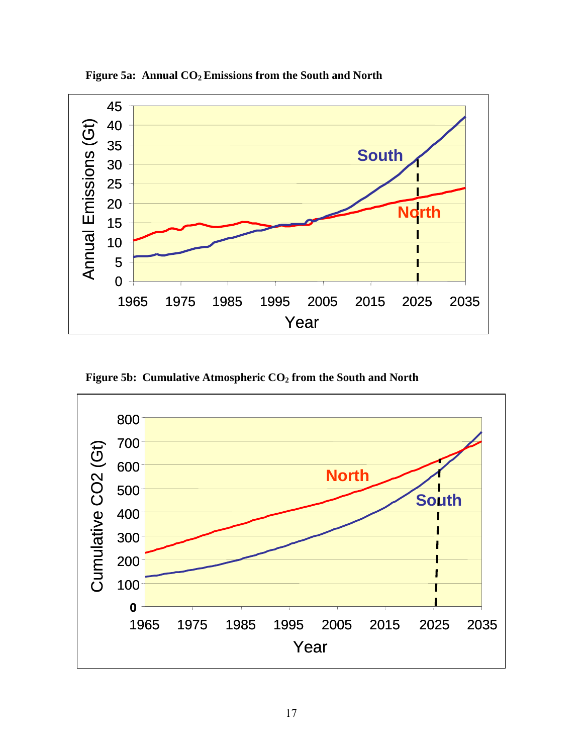**Figure 5a: Annual $CO_2$ Emissions from the South and North**

**Figure 5b: Cumulative Atmospheric $CO_2$ from the South and North**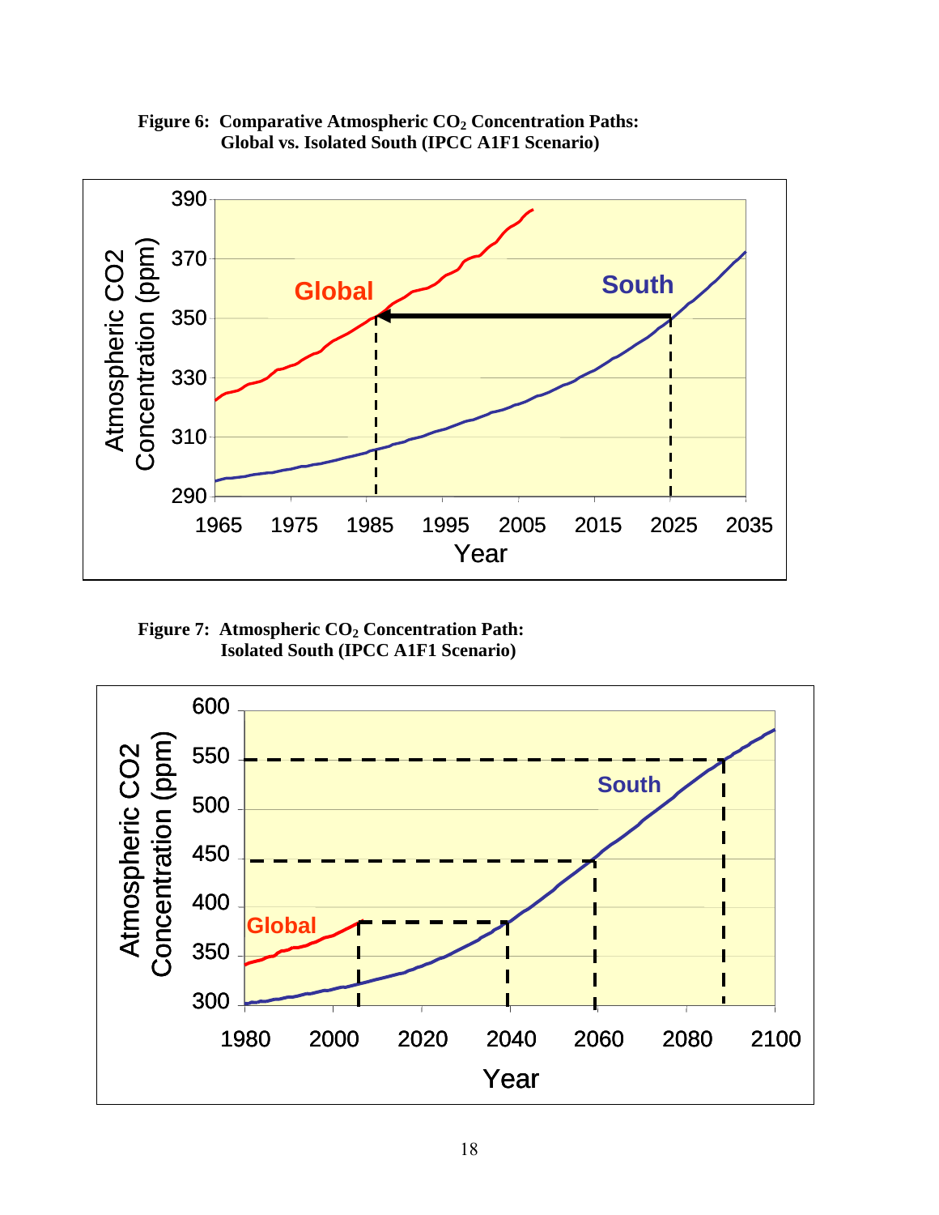**Figure 6: Comparative Atmospheric $CO_2$ Concentration Paths: Global vs. Isolated South (IPCC A1F1 Scenario)**

Atmospheric CO2 Concentration (ppm)

390
370
350
330
310
290

1965 1975 1985 1995 2005 2015 2025 2035

Year

Global

South

**Figure 7: Atmospheric $CO_2$ Concentration Path: Isolated South (IPCC A1F1 Scenario)**

Atmospheric CO2 Concentration (ppm)

600
550
500
450
400
350
300

1980 2000 2020 2040 2060 2080 2100

Year

Global

South